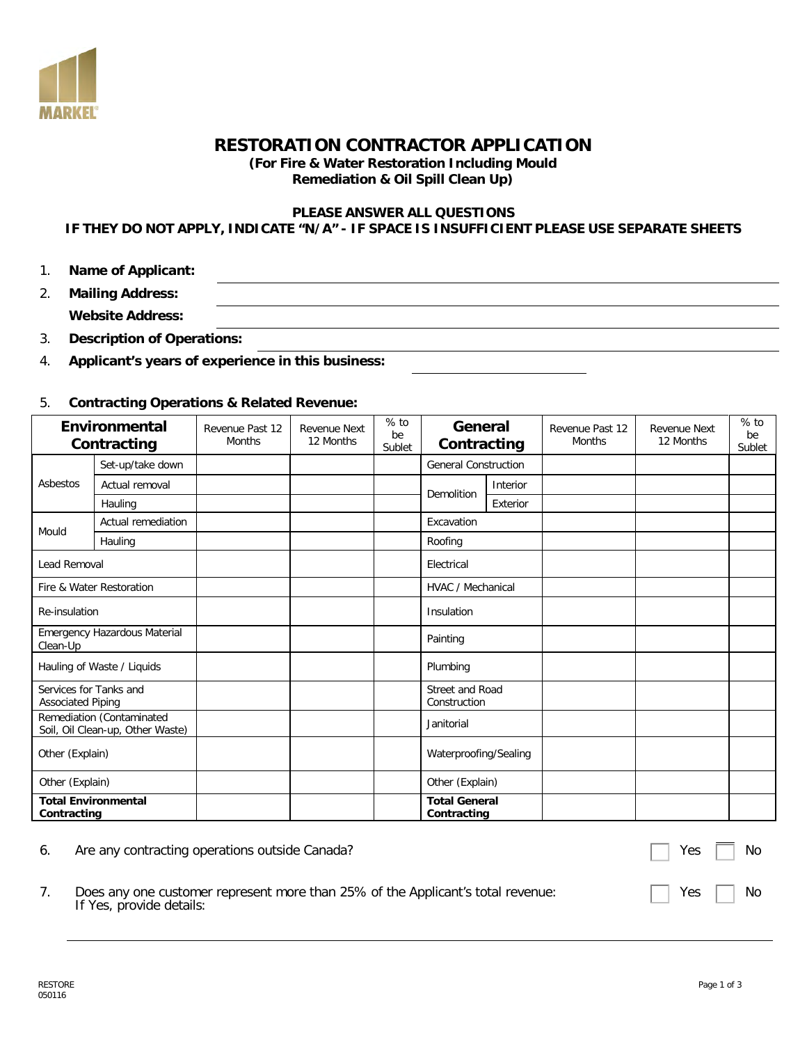# RESTORATION CONTRACTOR APPLICATION

**(For Fire & Water Restoration Including Mould Remediation & Oil Spill Clean Up)**

**PLEASE ANSWER ALL QUESTIONS**

**IF THEY DO NOT APPLY, INDICATE "N/A" - IF SPACE IS INSUFFICIENT PLEASE USE SEPARATE SHEETS**

1. **Name of Applicant:** \_\_\_\_\_\_\_\_\_\_\_\_\_\_\_\_\_\_\_\_
2. **Mailing Address:** \_\_\_\_\_\_\_\_\_\_\_\_\_\_\_\_\_\_\_\_

   **Website Address:** \_\_\_\_\_\_\_\_\_\_\_\_\_\_\_\_\_\_\_\_
3. **Description of Operations:** \_\_\_\_\_\_\_\_\_\_\_\_\_\_\_\_\_\_\_\_
4. **Applicant's years of experience in this business:** \_\_\_\_\_\_\_\_\_\_\_\_\_\_\_\_\_\_\_\_
5. **Contracting Operations & Related Revenue:**

| Environmental Contracting | | Revenue Past 12 Months | Revenue Next 12 Months | % to be Sublet | General Contracting | | Revenue Past 12 Months | Revenue Next 12 Months | % to be Sublet |
|---|---|---|---|---|---|---|---|---|---|
| Asbestos | Set-up/take down | | | | General Construction | | | | |
| | Actual removal | | | | Demolition | Interior | | | |
| | Hauling | | | | | Exterior | | | |
| Mould | Actual remediation | | | | Excavation | | | | |
| | Hauling | | | | Roofing | | | | |
| Lead Removal | | | | | Electrical | | | | |
| Fire & Water Restoration | | | | | HVAC / Mechanical | | | | |
| Re-insulation | | | | | Insulation | | | | |
| Emergency Hazardous Material Clean-Up | | | | | Painting | | | | |
| Hauling of Waste / Liquids | | | | | Plumbing | | | | |
| Services for Tanks and Associated Piping | | | | | Street and Road Construction | | | | |
| Remediation (Contaminated Soil, Oil Clean-up, Other Waste) | | | | | Janitorial | | | | |
| Other (Explain) | | | | | Waterproofing/Sealing | | | | |
| Other (Explain) | | | | | Other (Explain) | | | | |
| **Total Environmental Contracting** | | | | | **Total General Contracting** | | | | |

6. Are any contracting operations outside Canada? ☐ Yes ☐ No
7. Does any one customer represent more than 25% of the Applicant's total revenue: ☐ Yes ☐ No

   If Yes, provide details: \_\_\_\_\_\_\_\_\_\_\_\_\_\_\_\_\_\_\_\_

RESTORE
050116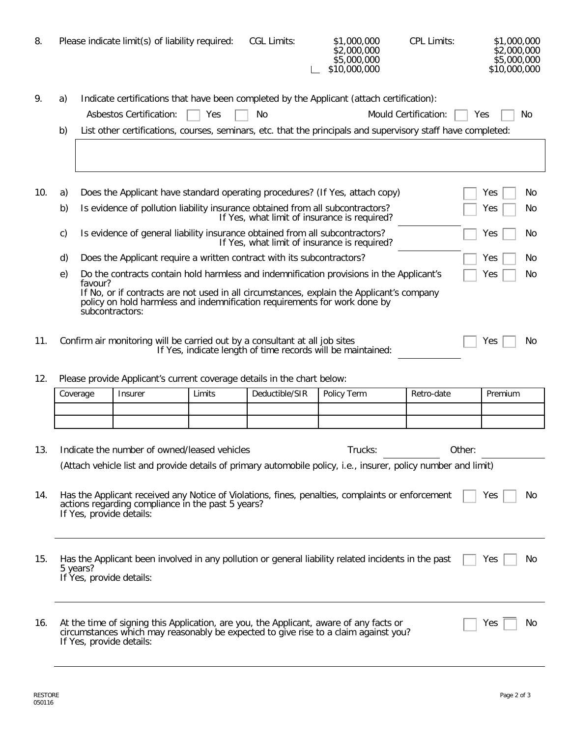8. Please indicate limit(s) of liability required:

| CGL Limits: | CPL Limits: |
| --- | --- |
| $1,000,000 | $1,000,000 |
| $2,000,000 | $2,000,000 |
| $5,000,000 | $5,000,000 |
| $10,000,000 | $10,000,000 |

9. a) Indicate certifications that have been completed by the Applicant (attach certification):

   Asbestos Certification: ☐ Yes ☐ No    Mould Certification: ☐ Yes ☐ No

   b) List other certifications, courses, seminars, etc. that the principals and supervisory staff have completed:

10. a) Does the Applicant have standard operating procedures? (If Yes, attach copy) ☐ Yes ☐ No

    b) Is evidence of pollution liability insurance obtained from all subcontractors? ☐ Yes ☐ No
    If Yes, what limit of insurance is required? ____________

    c) Is evidence of general liability insurance obtained from all subcontractors? ☐ Yes ☐ No
    If Yes, what limit of insurance is required? ____________

    d) Does the Applicant require a written contract with its subcontractors? ☐ Yes ☐ No

    e) Do the contracts contain hold harmless and indemnification provisions in the Applicant's favour? ☐ Yes ☐ No
    If No, or if contracts are not used in all circumstances, explain the Applicant's company policy on hold harmless and indemnification requirements for work done by subcontractors:

11. Confirm air monitoring will be carried out by a consultant at all job sites ☐ Yes ☐ No
    If Yes, indicate length of time records will be maintained: ____________

12. Please provide Applicant's current coverage details in the chart below:

| Coverage | Insurer | Limits | Deductible/SIR | Policy Term | Retro-date | Premium |
| --- | --- | --- | --- | --- | --- | --- |
| | | | | | | |
| | | | | | | |

13. Indicate the number of owned/leased vehicles    Trucks: ____________    Other: ____________

    (Attach vehicle list and provide details of primary automobile policy, i.e., insurer, policy number and limit)

14. Has the Applicant received any Notice of Violations, fines, penalties, complaints or enforcement actions regarding compliance in the past 5 years? ☐ Yes ☐ No
    If Yes, provide details:

15. Has the Applicant been involved in any pollution or general liability related incidents in the past 5 years? ☐ Yes ☐ No
    If Yes, provide details:

16. At the time of signing this Application, are you, the Applicant, aware of any facts or circumstances which may reasonably be expected to give rise to a claim against you? ☐ Yes ☐ No
    If Yes, provide details:

RESTORE
050116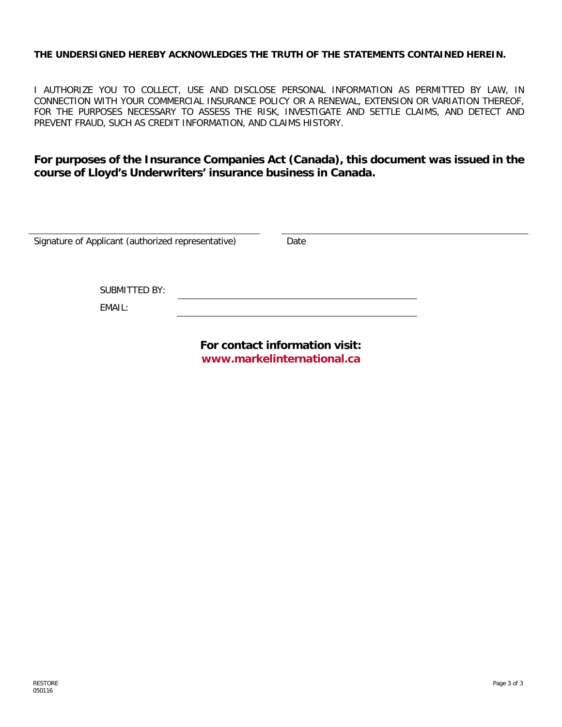**THE UNDERSIGNED HEREBY ACKNOWLEDGES THE TRUTH OF THE STATEMENTS CONTAINED HEREIN.**

I AUTHORIZE YOU TO COLLECT, USE AND DISCLOSE PERSONAL INFORMATION AS PERMITTED BY LAW, IN CONNECTION WITH YOUR COMMERCIAL INSURANCE POLICY OR A RENEWAL, EXTENSION OR VARIATION THEREOF, FOR THE PURPOSES NECESSARY TO ASSESS THE RISK, INVESTIGATE AND SETTLE CLAIMS, AND DETECT AND PREVENT FRAUD, SUCH AS CREDIT INFORMATION, AND CLAIMS HISTORY.

**For purposes of the Insurance Companies Act (Canada), this document was issued in the course of Lloyd's Underwriters' insurance business in Canada.**

\_\_\_\_\_\_\_\_\_\_\_\_\_\_\_\_\_\_\_\_\_\_\_\_\_\_\_\_\_\_\_\_\_\_\_\_\_\_\_\_ \_\_\_\_\_\_\_\_\_\_\_\_\_\_\_\_\_\_\_\_\_\_\_\_\_\_\_\_\_\_\_\_\_\_\_\_\_\_\_\_

Signature of Applicant (authorized representative) Date

SUBMITTED BY: \_\_\_\_\_\_\_\_\_\_\_\_\_\_\_\_\_\_\_\_\_\_\_\_\_\_\_\_\_\_\_\_\_\_\_\_\_\_\_\_

EMAIL: \_\_\_\_\_\_\_\_\_\_\_\_\_\_\_\_\_\_\_\_\_\_\_\_\_\_\_\_\_\_\_\_\_\_\_\_\_\_\_\_

**For contact information visit:**
**www.markelinternational.ca**

RESTORE
050116